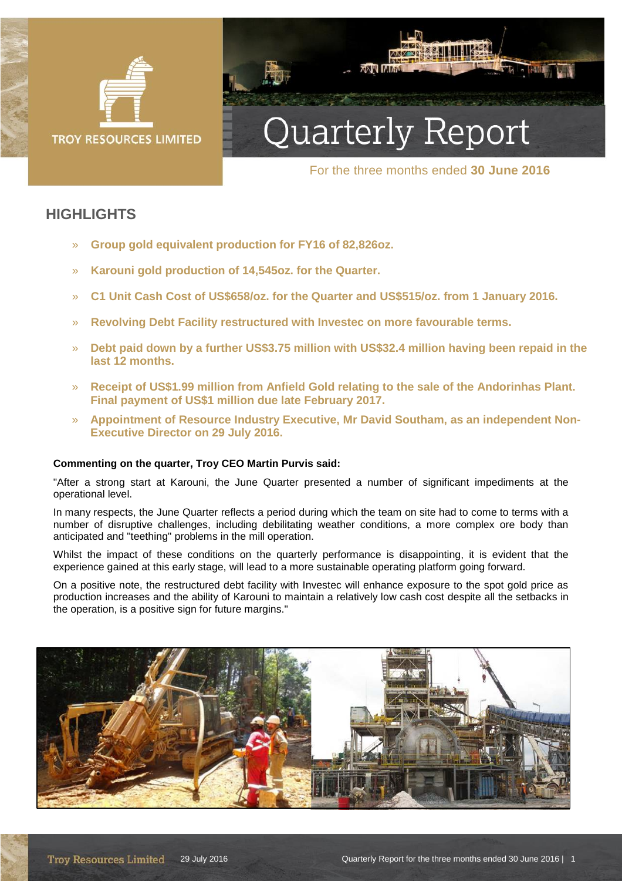TROY RESOURCES LIMITED

# Quarterly Report

For the three months ended **30 June 2016**

## HIGHLIGHTS

- **Group gold equivalent production for FY16 of 82,826oz.**
- **Karouni gold production of 14,545oz. for the Quarter.**
- **C1 Unit Cash Cost of US$658/oz. for the Quarter and US$515/oz. from 1 January 2016.**
- **Revolving Debt Facility restructured with Investec on more favourable terms.**
- **Debt paid down by a further US$3.75 million with US$32.4 million having been repaid in the last 12 months.**
- **Receipt of US$1.99 million from Anfield Gold relating to the sale of the Andorinhas Plant. Final payment of US$1 million due late February 2017.**
- **Appointment of Resource Industry Executive, Mr David Southam, as an independent Non-Executive Director on 29 July 2016.**

**Commenting on the quarter, Troy CEO Martin Purvis said:**

"After a strong start at Karouni, the June Quarter presented a number of significant impediments at the operational level.

In many respects, the June Quarter reflects a period during which the team on site had to come to terms with a number of disruptive challenges, including debilitating weather conditions, a more complex ore body than anticipated and "teething" problems in the mill operation.

Whilst the impact of these conditions on the quarterly performance is disappointing, it is evident that the experience gained at this early stage, will lead to a more sustainable operating platform going forward.

On a positive note, the restructured debt facility with Investec will enhance exposure to the spot gold price as production increases and the ability of Karouni to maintain a relatively low cash cost despite all the setbacks in the operation, is a positive sign for future margins."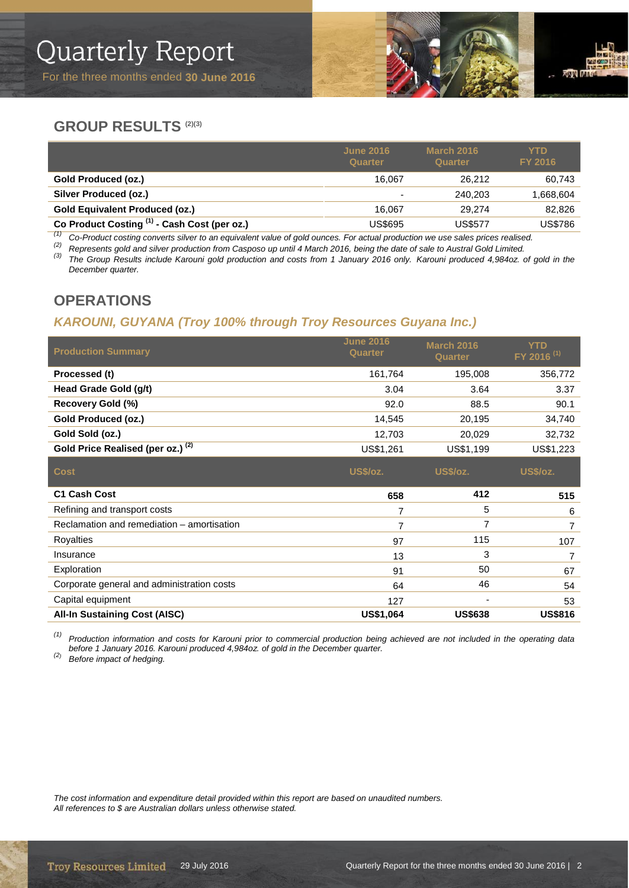# Quarterly Report

For the three months ended **30 June 2016**

## GROUP RESULTS [2][3]

| | June 2016 Quarter | March 2016 Quarter | YTD FY 2016 |
|---|---|---|---|
| **Gold Produced (oz.)** | 16,067 | 26,212 | 60,743 |
| **Silver Produced (oz.)** | - | 240,203 | 1,668,604 |
| **Gold Equivalent Produced (oz.)** | 16,067 | 29,274 | 82,826 |
| **Co Product Costing [1] - Cash Cost (per oz.)** | US$695 | US$577 | US$786 |

*(1) Co-Product costing converts silver to an equivalent value of gold ounces. For actual production we use sales prices realised.*
*(2) Represents gold and silver production from Casposo up until 4 March 2016, being the date of sale to Austral Gold Limited.*
*(3) The Group Results include Karouni gold production and costs from 1 January 2016 only. Karouni produced 4,984oz. of gold in the December quarter.*

## OPERATIONS

### *KAROUNI, GUYANA (Troy 100% through Troy Resources Guyana Inc.)*

| Production Summary | June 2016 Quarter | March 2016 Quarter | YTD FY 2016 [1] |
|---|---|---|---|
| **Processed (t)** | 161,764 | 195,008 | 356,772 |
| **Head Grade Gold (g/t)** | 3.04 | 3.64 | 3.37 |
| **Recovery Gold (%)** | 92.0 | 88.5 | 90.1 |
| **Gold Produced (oz.)** | 14,545 | 20,195 | 34,740 |
| **Gold Sold (oz.)** | 12,703 | 20,029 | 32,732 |
| **Gold Price Realised (per oz.) [2]** | US$1,261 | US$1,199 | US$1,223 |
| **Cost** | **US$/oz.** | **US$/oz.** | **US$/oz.** |
| **C1 Cash Cost** | **658** | **412** | **515** |
| Refining and transport costs | 7 | 5 | 6 |
| Reclamation and remediation – amortisation | 7 | 7 | 7 |
| Royalties | 97 | 115 | 107 |
| Insurance | 13 | 3 | 7 |
| Exploration | 91 | 50 | 67 |
| Corporate general and administration costs | 64 | 46 | 54 |
| Capital equipment | 127 | - | 53 |
| **All-In Sustaining Cost (AISC)** | **US$1,064** | **US$638** | **US$816** |

*(1) Production information and costs for Karouni prior to commercial production being achieved are not included in the operating data before 1 January 2016. Karouni produced 4,984oz. of gold in the December quarter.*
*(2) Before impact of hedging.*

*The cost information and expenditure detail provided within this report are based on unaudited numbers.*
*All references to $ are Australian dollars unless otherwise stated.*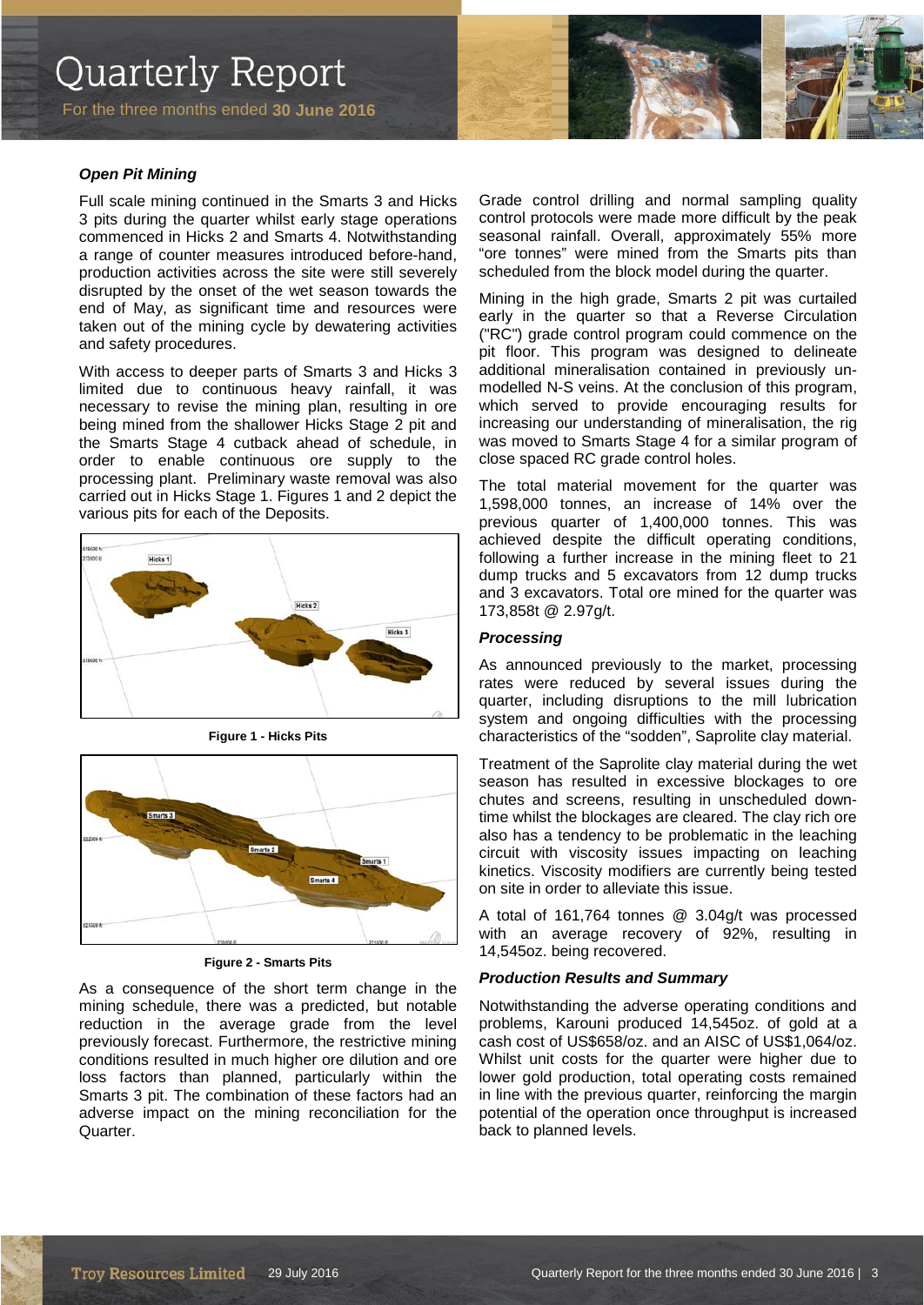### *Open Pit Mining*

Full scale mining continued in the Smarts 3 and Hicks 3 pits during the quarter whilst early stage operations commenced in Hicks 2 and Smarts 4. Notwithstanding a range of counter measures introduced before-hand, production activities across the site were still severely disrupted by the onset of the wet season towards the end of May, as significant time and resources were taken out of the mining cycle by dewatering activities and safety procedures.

With access to deeper parts of Smarts 3 and Hicks 3 limited due to continuous heavy rainfall, it was necessary to revise the mining plan, resulting in ore being mined from the shallower Hicks Stage 2 pit and the Smarts Stage 4 cutback ahead of schedule, in order to enable continuous ore supply to the processing plant. Preliminary waste removal was also carried out in Hicks Stage 1. Figures 1 and 2 depict the various pits for each of the Deposits.

**Figure 1 - Hicks Pits**

**Figure 2 - Smarts Pits**

As a consequence of the short term change in the mining schedule, there was a predicted, but notable reduction in the average grade from the level previously forecast. Furthermore, the restrictive mining conditions resulted in much higher ore dilution and ore loss factors than planned, particularly within the Smarts 3 pit. The combination of these factors had an adverse impact on the mining reconciliation for the Quarter.

Grade control drilling and normal sampling quality control protocols were made more difficult by the peak seasonal rainfall. Overall, approximately 55% more "ore tonnes" were mined from the Smarts pits than scheduled from the block model during the quarter.

Mining in the high grade, Smarts 2 pit was curtailed early in the quarter so that a Reverse Circulation ("RC") grade control program could commence on the pit floor. This program was designed to delineate additional mineralisation contained in previously un-modelled N-S veins. At the conclusion of this program, which served to provide encouraging results for increasing our understanding of mineralisation, the rig was moved to Smarts Stage 4 for a similar program of close spaced RC grade control holes.

The total material movement for the quarter was 1,598,000 tonnes, an increase of 14% over the previous quarter of 1,400,000 tonnes. This was achieved despite the difficult operating conditions, following a further increase in the mining fleet to 21 dump trucks and 5 excavators from 12 dump trucks and 3 excavators. Total ore mined for the quarter was 173,858t @ 2.97g/t.

### *Processing*

As announced previously to the market, processing rates were reduced by several issues during the quarter, including disruptions to the mill lubrication system and ongoing difficulties with the processing characteristics of the "sodden", Saprolite clay material.

Treatment of the Saprolite clay material during the wet season has resulted in excessive blockages to ore chutes and screens, resulting in unscheduled down-time whilst the blockages are cleared. The clay rich ore also has a tendency to be problematic in the leaching circuit with viscosity issues impacting on leaching kinetics. Viscosity modifiers are currently being tested on site in order to alleviate this issue.

A total of 161,764 tonnes @ 3.04g/t was processed with an average recovery of 92%, resulting in 14,545oz. being recovered.

### *Production Results and Summary*

Notwithstanding the adverse operating conditions and problems, Karouni produced 14,545oz. of gold at a cash cost of US$658/oz. and an AISC of US$1,064/oz. Whilst unit costs for the quarter were higher due to lower gold production, total operating costs remained in line with the previous quarter, reinforcing the margin potential of the operation once throughput is increased back to planned levels.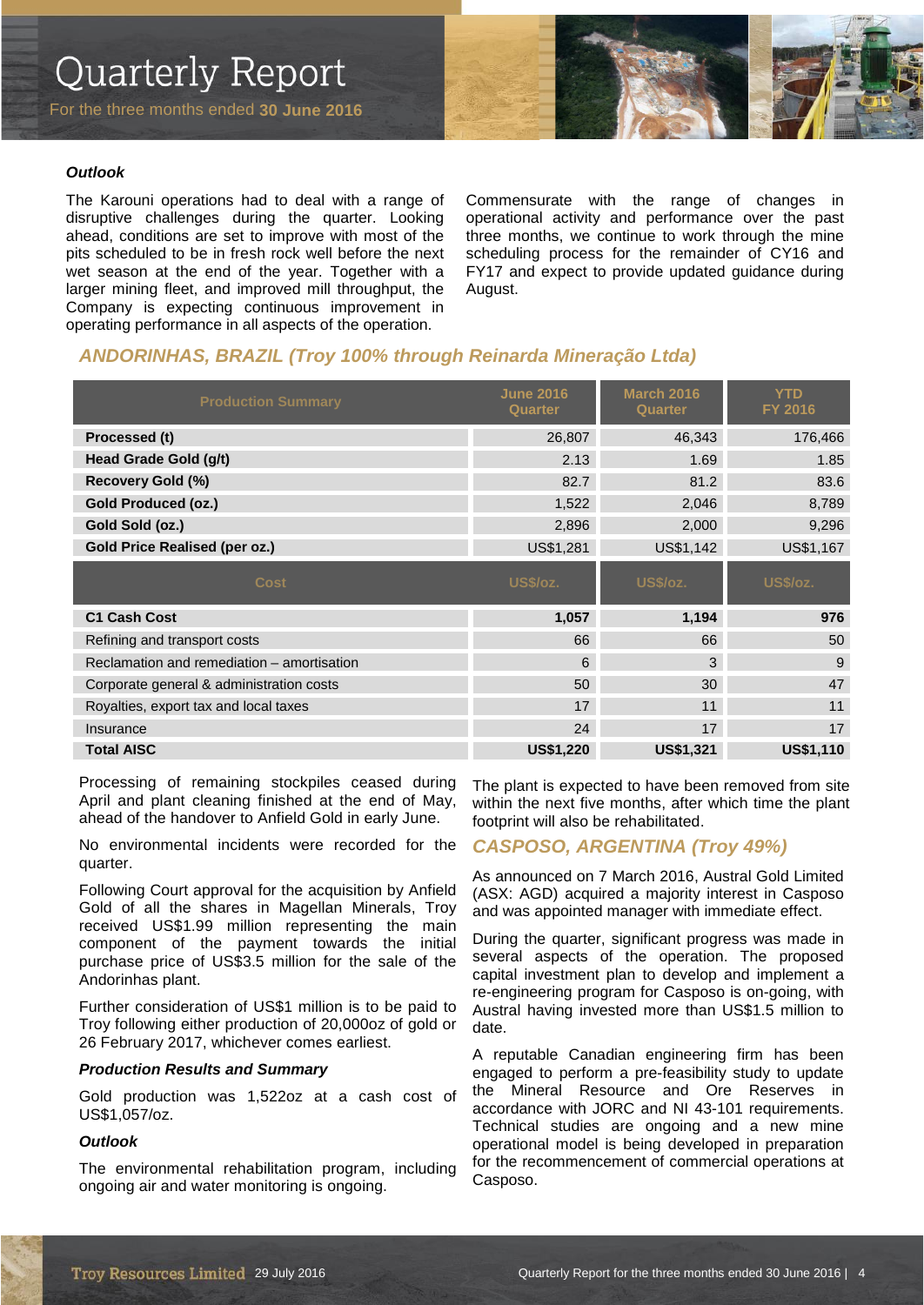### Outlook

The Karouni operations had to deal with a range of disruptive challenges during the quarter. Looking ahead, conditions are set to improve with most of the pits scheduled to be in fresh rock well before the next wet season at the end of the year. Together with a larger mining fleet, and improved mill throughput, the Company is expecting continuous improvement in operating performance in all aspects of the operation.

Commensurate with the range of changes in operational activity and performance over the past three months, we continue to work through the mine scheduling process for the remainder of CY16 and FY17 and expect to provide updated guidance during August.

## ANDORINHAS, BRAZIL (Troy 100% through Reinarda Mineração Ltda)

| Production Summary | June 2016 Quarter | March 2016 Quarter | YTD FY 2016 |
|---|---|---|---|
| **Processed (t)** | 26,807 | 46,343 | 176,466 |
| **Head Grade Gold (g/t)** | 2.13 | 1.69 | 1.85 |
| **Recovery Gold (%)** | 82.7 | 81.2 | 83.6 |
| **Gold Produced (oz.)** | 1,522 | 2,046 | 8,789 |
| **Gold Sold (oz.)** | 2,896 | 2,000 | 9,296 |
| **Gold Price Realised (per oz.)** | US$1,281 | US$1,142 | US$1,167 |
| **Cost** | **US$/oz.** | **US$/oz.** | **US$/oz.** |
| **C1 Cash Cost** | **1,057** | **1,194** | **976** |
| Refining and transport costs | 66 | 66 | 50 |
| Reclamation and remediation – amortisation | 6 | 3 | 9 |
| Corporate general & administration costs | 50 | 30 | 47 |
| Royalties, export tax and local taxes | 17 | 11 | 11 |
| Insurance | 24 | 17 | 17 |
| **Total AISC** | **US$1,220** | **US$1,321** | **US$1,110** |

Processing of remaining stockpiles ceased during April and plant cleaning finished at the end of May, ahead of the handover to Anfield Gold in early June.

No environmental incidents were recorded for the quarter.

Following Court approval for the acquisition by Anfield Gold of all the shares in Magellan Minerals, Troy received US$1.99 million representing the main component of the payment towards the initial purchase price of US$3.5 million for the sale of the Andorinhas plant.

Further consideration of US$1 million is to be paid to Troy following either production of 20,000oz of gold or 26 February 2017, whichever comes earliest.

### Production Results and Summary

Gold production was 1,522oz at a cash cost of US$1,057/oz.

### Outlook

The environmental rehabilitation program, including ongoing air and water monitoring is ongoing.

The plant is expected to have been removed from site within the next five months, after which time the plant footprint will also be rehabilitated.

## CASPOSO, ARGENTINA (Troy 49%)

As announced on 7 March 2016, Austral Gold Limited (ASX: AGD) acquired a majority interest in Casposo and was appointed manager with immediate effect.

During the quarter, significant progress was made in several aspects of the operation. The proposed capital improvement plan to develop and implement a re-engineering program for Casposo is on-going, with Austral having invested more than US$1.5 million to date.

A reputable Canadian engineering firm has been engaged to perform a pre-feasibility study to update the Mineral Resource and Ore Reserves in accordance with JORC and NI 43-101 requirements. Technical studies are ongoing and a new mine operational model is being developed in preparation for the recommencement of commercial operations at Casposo.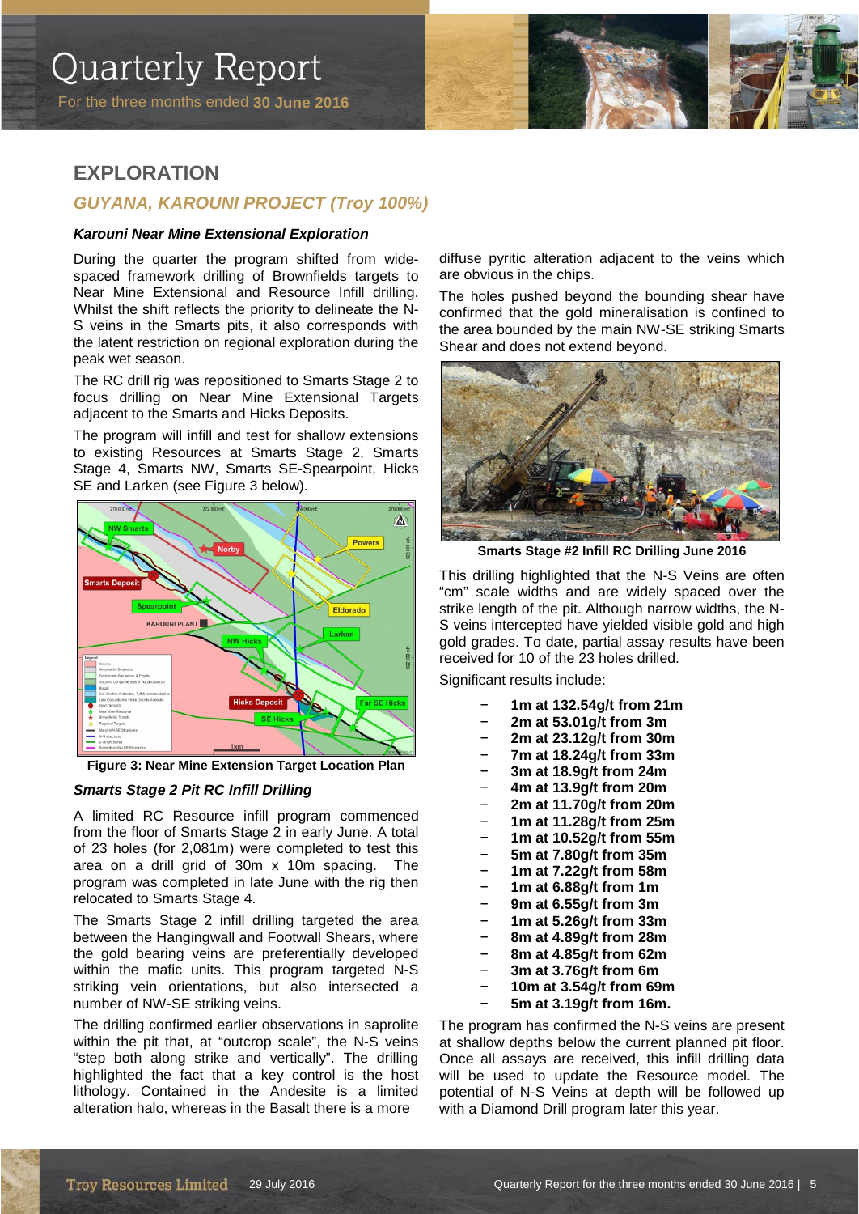## EXPLORATION

### *GUYANA, KAROUNI PROJECT (Troy 100%)*

***Karouni Near Mine Extensional Exploration***

During the quarter the program shifted from wide-spaced framework drilling of Brownfields targets to Near Mine Extensional and Resource Infill drilling. Whilst the shift reflects the priority to delineate the N-S veins in the Smarts pits, it also corresponds with the latent restriction on regional exploration during the peak wet season.

The RC drill rig was repositioned to Smarts Stage 2 to focus drilling on Near Mine Extensional Targets adjacent to the Smarts and Hicks Deposits.

The program will infill and test for shallow extensions to existing Resources at Smarts Stage 2, Smarts Stage 4, Smarts NW, Smarts SE-Spearpoint, Hicks SE and Larken (see Figure 3 below).

**Figure 3: Near Mine Extension Target Location Plan**

***Smarts Stage 2 Pit RC Infill Drilling***

A limited RC Resource infill program commenced from the floor of Smarts Stage 2 in early June. A total of 23 holes (for 2,081m) were completed to test this area on a drill grid of 30m x 10m spacing. The program was completed in late June with the rig then relocated to Smarts Stage 4.

The Smarts Stage 2 infill drilling targeted the area between the Hangingwall and Footwall Shears, where the gold bearing veins are preferentially developed within the mafic units. This program targeted N-S striking vein orientations, but also intersected a number of NW-SE striking veins.

The drilling confirmed earlier observations in saprolite within the pit that, at "outcrop scale", the N-S veins "step both along strike and vertically". The drilling highlighted the fact that a key control is the host lithology. Contained in the Andesite is a limited alteration halo, whereas in the Basalt there is a more diffuse pyritic alteration adjacent to the veins which are obvious in the chips.

The holes pushed beyond the bounding shear have confirmed that the gold mineralisation is confined to the area bounded by the main NW-SE striking Smarts Shear and does not extend beyond.

**Smarts Stage #2 Infill RC Drilling June 2016**

This drilling highlighted that the N-S Veins are often "cm" scale widths and are widely spaced over the strike length of the pit. Although narrow widths, the N-S veins intercepted have yielded visible gold and high gold grades. To date, partial assay results have been received for 10 of the 23 holes drilled.

Significant results include:

- **1m at 132.54g/t from 21m**
- **2m at 53.01g/t from 3m**
- **2m at 23.12g/t from 30m**
- **7m at 18.24g/t from 33m**
- **3m at 18.9g/t from 24m**
- **4m at 13.9g/t from 20m**
- **2m at 11.70g/t from 20m**
- **1m at 11.28g/t from 25m**
- **1m at 10.52g/t from 55m**
- **5m at 7.80g/t from 35m**
- **1m at 7.22g/t from 58m**
- **1m at 6.88g/t from 1m**
- **9m at 6.55g/t from 3m**
- **1m at 5.26g/t from 33m**
- **8m at 4.89g/t from 28m**
- **8m at 4.85g/t from 62m**
- **3m at 3.76g/t from 6m**
- **10m at 3.54g/t from 69m**
- **5m at 3.19g/t from 16m.**

The program has confirmed the N-S veins are present at shallow depths below the current planned pit floor. Once all assays are received, this infill drilling data will be used to update the Resource model. The potential of N-S Veins at depth will be followed up with a Diamond Drill program later this year.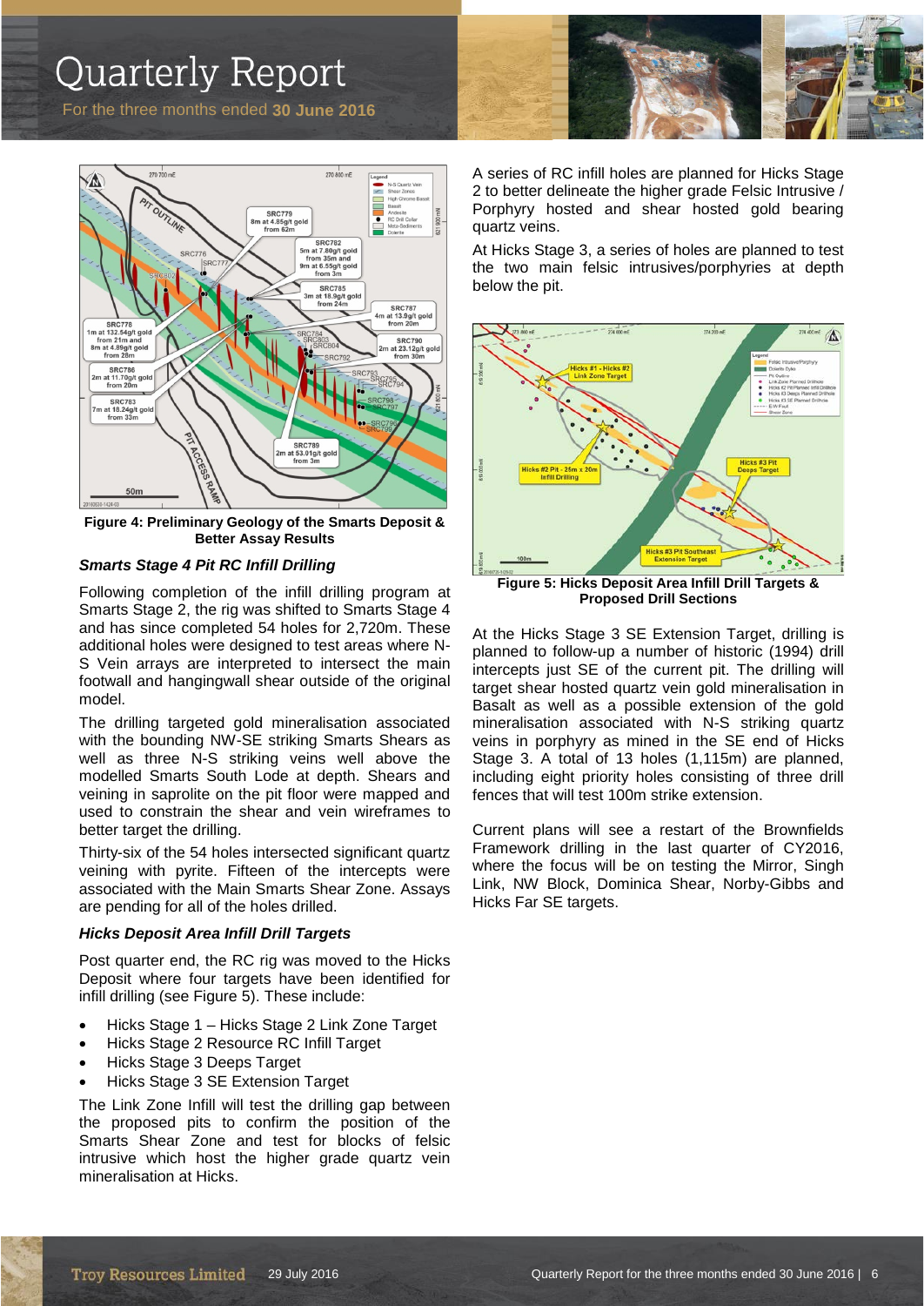**Figure 4: Preliminary Geology of the Smarts Deposit & Better Assay Results**

### *Smarts Stage 4 Pit RC Infill Drilling*

Following completion of the infill drilling program at Smarts Stage 2, the rig was shifted to Smarts Stage 4 and has since completed 54 holes for 2,720m. These additional holes were designed to test areas where N-S Vein arrays are interpreted to intersect the main footwall and hangingwall shear outside of the original model.

The drilling targeted gold mineralisation associated with the bounding NW-SE striking Smarts Shears as well as three N-S striking veins well above the modelled Smarts South Lode at depth. Shears and veining in saprolite on the pit floor were mapped and used to constrain the shear and vein wireframes to better target the drilling.

Thirty-six of the 54 holes intersected significant quartz veining with pyrite. Fifteen of the intercepts were associated with the Main Smarts Shear Zone. Assays are pending for all of the holes drilled.

### *Hicks Deposit Area Infill Drill Targets*

Post quarter end, the RC rig was moved to the Hicks Deposit where four targets have been identified for infill drilling (see Figure 5). These include:

- Hicks Stage 1 – Hicks Stage 2 Link Zone Target
- Hicks Stage 2 Resource RC Infill Target
- Hicks Stage 3 Deeps Target
- Hicks Stage 3 SE Extension Target

The Link Zone Infill will test the drilling gap between the proposed pits to confirm the position of the Smarts Shear Zone and test for blocks of felsic intrusive which host the higher grade quartz vein mineralisation at Hicks.

A series of RC infill holes are planned for Hicks Stage 2 to better delineate the higher grade Felsic Intrusive / Porphyry hosted and shear hosted gold bearing quartz veins.

At Hicks Stage 3, a series of holes are planned to test the two main felsic intrusives/porphyries at depth below the pit.

**Figure 5: Hicks Deposit Area Infill Drill Targets & Proposed Drill Sections**

At the Hicks Stage 3 SE Extension Target, drilling is planned to follow-up a number of historic (1994) drill intercepts just SE of the current pit. The drilling will target shear hosted quartz vein gold mineralisation in Basalt as well as a possible extension of the gold mineralisation associated with N-S striking quartz veins in porphyry as mined in the SE end of Hicks Stage 3. A total of 13 holes (1,115m) are planned, including eight priority holes consisting of three drill fences that will test 100m strike extension.

Current plans will see a restart of the Brownfields Framework drilling in the last quarter of CY2016, where the focus will be on testing the Mirror, Singh Link, NW Block, Dominica Shear, Norby-Gibbs and Hicks Far SE targets.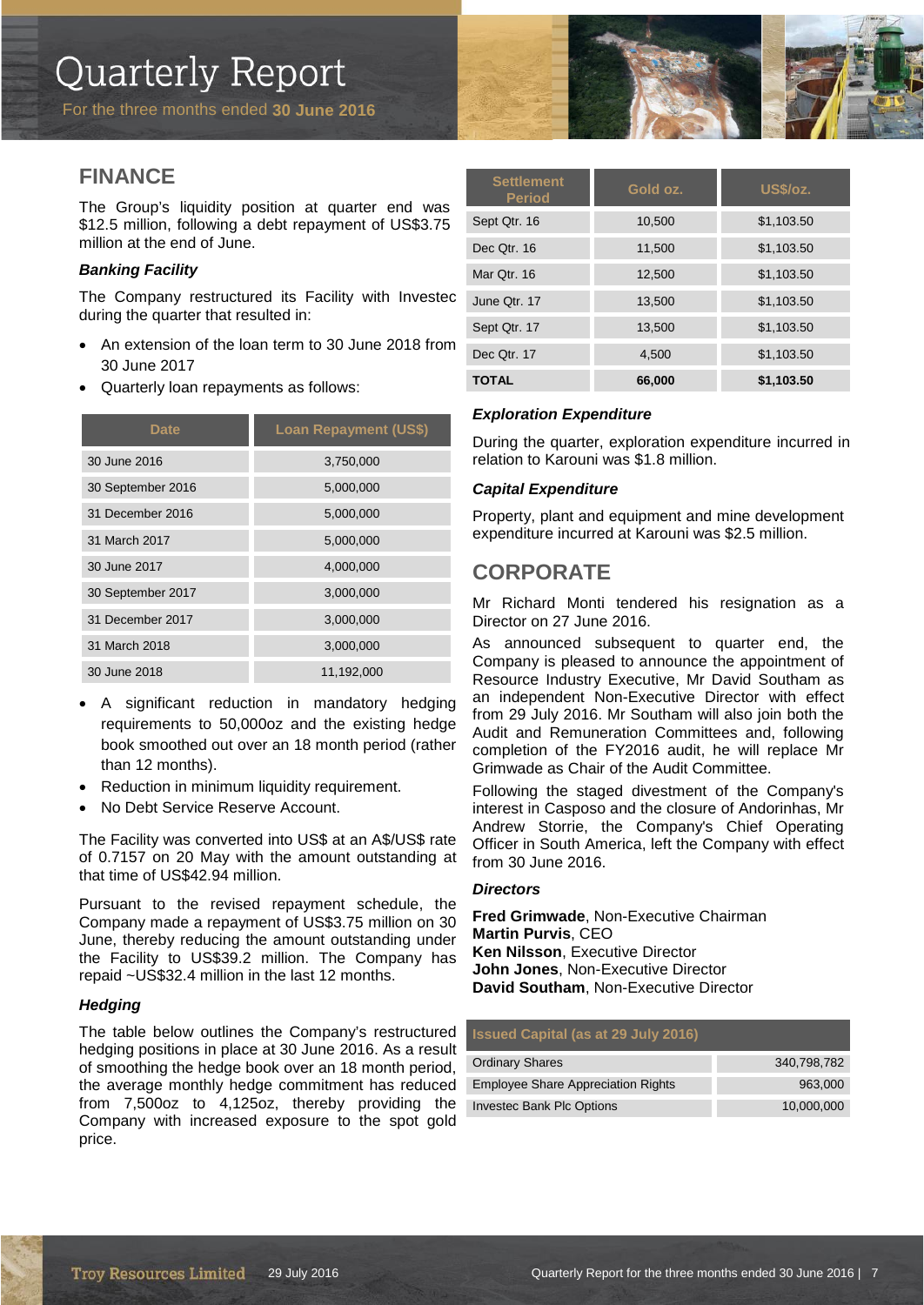## FINANCE

The Group's liquidity position at quarter end was $12.5 million, following a debt repayment of US$3.75 million at the end of June.

***Banking Facility***

The Company restructured its Facility with Investec during the quarter that resulted in:

- An extension of the loan term to 30 June 2018 from 30 June 2017
- Quarterly loan repayments as follows:

| Date | Loan Repayment (US$) |
|---|---|
| 30 June 2016 | 3,750,000 |
| 30 September 2016 | 5,000,000 |
| 31 December 2016 | 5,000,000 |
| 31 March 2017 | 5,000,000 |
| 30 June 2017 | 4,000,000 |
| 30 September 2017 | 3,000,000 |
| 31 December 2017 | 3,000,000 |
| 31 March 2018 | 3,000,000 |
| 30 June 2018 | 11,192,000 |

- A significant reduction in mandatory hedging requirements to 50,000oz and the existing hedge book smoothed out over an 18 month period (rather than 12 months).
- Reduction in minimum liquidity requirement.
- No Debt Service Reserve Account.

The Facility was converted into US$ at an A$/US$ rate of 0.7157 on 20 May with the amount outstanding at that time of US$42.94 million.

Pursuant to the revised repayment schedule, the Company made a repayment of US$3.75 million on 30 June, thereby reducing the amount outstanding under the Facility to US$39.2 million. The Company has repaid ~US$32.4 million in the last 12 months.

***Hedging***

The table below outlines the Company's restructured hedging positions in place at 30 June 2016. As a result of smoothing the hedge book over an 18 month period, the average monthly hedge commitment has reduced from 7,500oz to 4,125oz, thereby providing the Company with increased exposure to the spot gold price.

| Settlement Period | Gold oz. | US$/oz. |
|---|---|---|
| Sept Qtr. 16 | 10,500 | $1,103.50 |
| Dec Qtr. 16 | 11,500 | $1,103.50 |
| Mar Qtr. 16 | 12,500 | $1,103.50 |
| June Qtr. 17 | 13,500 | $1,103.50 |
| Sept Qtr. 17 | 13,500 | $1,103.50 |
| Dec Qtr. 17 | 4,500 | $1,103.50 |
| **TOTAL** | **66,000** | **$1,103.50** |

***Exploration Expenditure***

During the quarter, exploration expenditure incurred in relation to Karouni was $1.8 million.

***Capital Expenditure***

Property, plant and equipment and mine development expenditure incurred at Karouni was $2.5 million.

## CORPORATE

Mr Richard Monti tendered his resignation as a Director on 27 June 2016.

As announced subsequent to quarter end, the Company is pleased to announce the appointment of Resource Industry Executive, Mr David Southam as an independent Non-Executive Director with effect from 29 July 2016. Mr Southam will also join both the Audit and Remuneration Committees and, following completion of the FY2016 audit, he will replace Mr Grimwade as Chair of the Audit Committee.

Following the staged divestment of the Company's interest in Casposo and the closure of Andorinhas, Mr Andrew Storrie, the Company's Chief Operating Officer in South America, left the Company with effect from 30 June 2016.

***Directors***

**Fred Grimwade**, Non-Executive Chairman
**Martin Purvis**, CEO
**Ken Nilsson**, Executive Director
**John Jones**, Non-Executive Director
**David Southam**, Non-Executive Director

| Issued Capital (as at 29 July 2016) | |
|---|---|
| Ordinary Shares | 340,798,782 |
| Employee Share Appreciation Rights | 963,000 |
| Investec Bank Plc Options | 10,000,000 |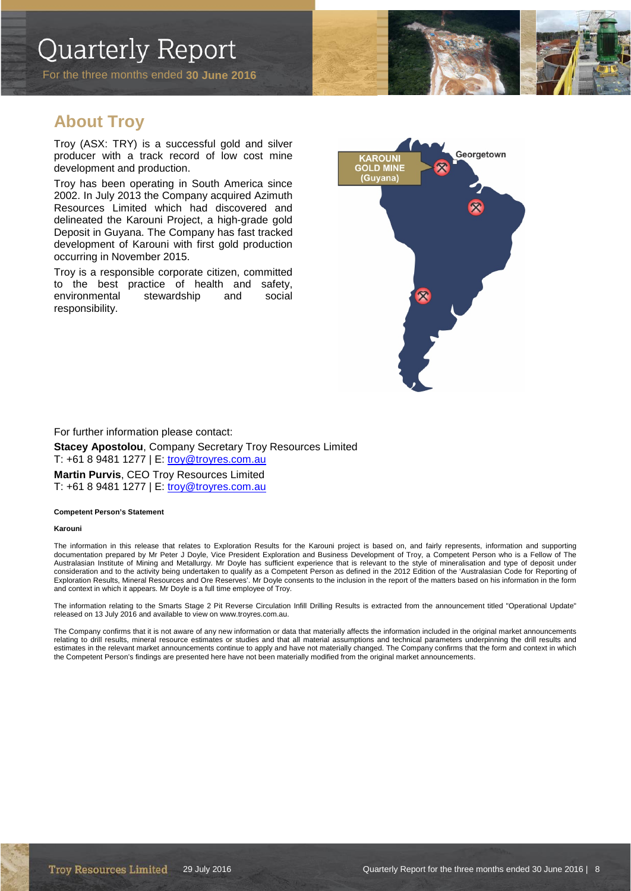# Quarterly Report

For the three months ended **30 June 2016**

## About Troy

Troy (ASX: TRY) is a successful gold and silver producer with a track record of low cost mine development and production.

Troy has been operating in South America since 2002. In July 2013 the Company acquired Azimuth Resources Limited which had discovered and delineated the Karouni Project, a high-grade gold Deposit in Guyana. The Company has fast tracked development of Karouni with first gold production occurring in November 2015.

Troy is a responsible corporate citizen, committed to the best practice of health and safety, environmental stewardship and social responsibility.

KAROUNI GOLD MINE (Guyana)

Georgetown

For further information please contact:

**Stacey Apostolou**, Company Secretary Troy Resources Limited
T: +61 8 9481 1277 | E: troy@troyres.com.au

**Martin Purvis**, CEO Troy Resources Limited
T: +61 8 9481 1277 | E: troy@troyres.com.au

**Competent Person's Statement**

**Karouni**

The information in this release that relates to Exploration Results for the Karouni project is based on, and fairly represents, information and supporting documentation prepared by Mr Peter J Doyle, Vice President Exploration and Business Development of Troy, a Competent Person who is a Fellow of The Australasian Institute of Mining and Metallurgy. Mr Doyle has sufficient experience that is relevant to the style of mineralisation and type of deposit under consideration and to the activity being undertaken to qualify as a Competent Person as defined in the 2012 Edition of the 'Australasian Code for Reporting of Exploration Results, Mineral Resources and Ore Reserves'. Mr Doyle consents to the inclusion in the report of the matters based on his information in the form and context in which it appears. Mr Doyle is a full time employee of Troy.

The information relating to the Smarts Stage 2 Pit Reverse Circulation Infill Drilling Results is extracted from the announcement titled "Operational Update" released on 13 July 2016 and available to view on www.troyres.com.au.

The Company confirms that it is not aware of any new information or data that materially affects the information included in the original market announcements relating to drill results, mineral resource estimates or studies and that all material assumptions and technical parameters underpinning the drill results and estimates in the relevant market announcements continue to apply and have not materially changed. The Company confirms that the form and context in which the Competent Person's findings are presented here have not been materially modified from the original market announcements.